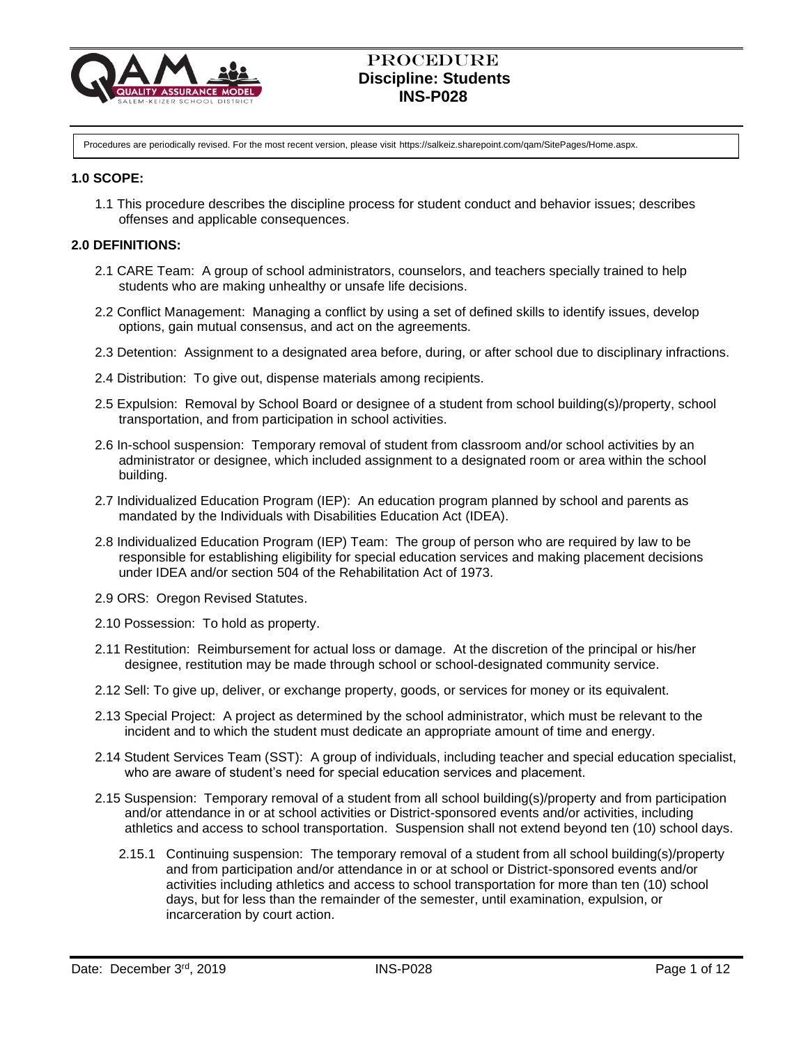# PROCEDURE
## Discipline: Students
## INS-P028

Procedures are periodically revised. For the most recent version, please visit https://salkeiz.sharepoint.com/qam/SitePages/Home.aspx.

**1.0 SCOPE:**

1.1 This procedure describes the discipline process for student conduct and behavior issues; describes offenses and applicable consequences.

**2.0 DEFINITIONS:**

2.1 CARE Team: A group of school administrators, counselors, and teachers specially trained to help students who are making unhealthy or unsafe life decisions.

2.2 Conflict Management: Managing a conflict by using a set of defined skills to identify issues, develop options, gain mutual consensus, and act on the agreements.

2.3 Detention: Assignment to a designated area before, during, or after school due to disciplinary infractions.

2.4 Distribution: To give out, dispense materials among recipients.

2.5 Expulsion: Removal by School Board or designee of a student from school building(s)/property, school transportation, and from participation in school activities.

2.6 In-school suspension: Temporary removal of student from classroom and/or school activities by an administrator or designee, which included assignment to a designated room or area within the school building.

2.7 Individualized Education Program (IEP): An education program planned by school and parents as mandated by the Individuals with Disabilities Education Act (IDEA).

2.8 Individualized Education Program (IEP) Team: The group of person who are required by law to be responsible for establishing eligibility for special education services and making placement decisions under IDEA and/or section 504 of the Rehabilitation Act of 1973.

2.9 ORS: Oregon Revised Statutes.

2.10 Possession: To hold as property.

2.11 Restitution: Reimbursement for actual loss or damage. At the discretion of the principal or his/her designee, restitution may be made through school or school-designated community service.

2.12 Sell: To give up, deliver, or exchange property, goods, or services for money or its equivalent.

2.13 Special Project: A project as determined by the school administrator, which must be relevant to the incident and to which the student must dedicate an appropriate amount of time and energy.

2.14 Student Services Team (SST): A group of individuals, including teacher and special education specialist, who are aware of student's need for special education services and placement.

2.15 Suspension: Temporary removal of a student from all school building(s)/property and from participation and/or attendance in or at school activities or District-sponsored events and/or activities, including athletics and access to school transportation. Suspension shall not extend beyond ten (10) school days.

2.15.1 Continuing suspension: The temporary removal of a student from all school building(s)/property and from participation and/or attendance in or at school or District-sponsored events and/or activities including athletics and access to school transportation for more than ten (10) school days, but for less than the remainder of the semester, until examination, expulsion, or incarceration by court action.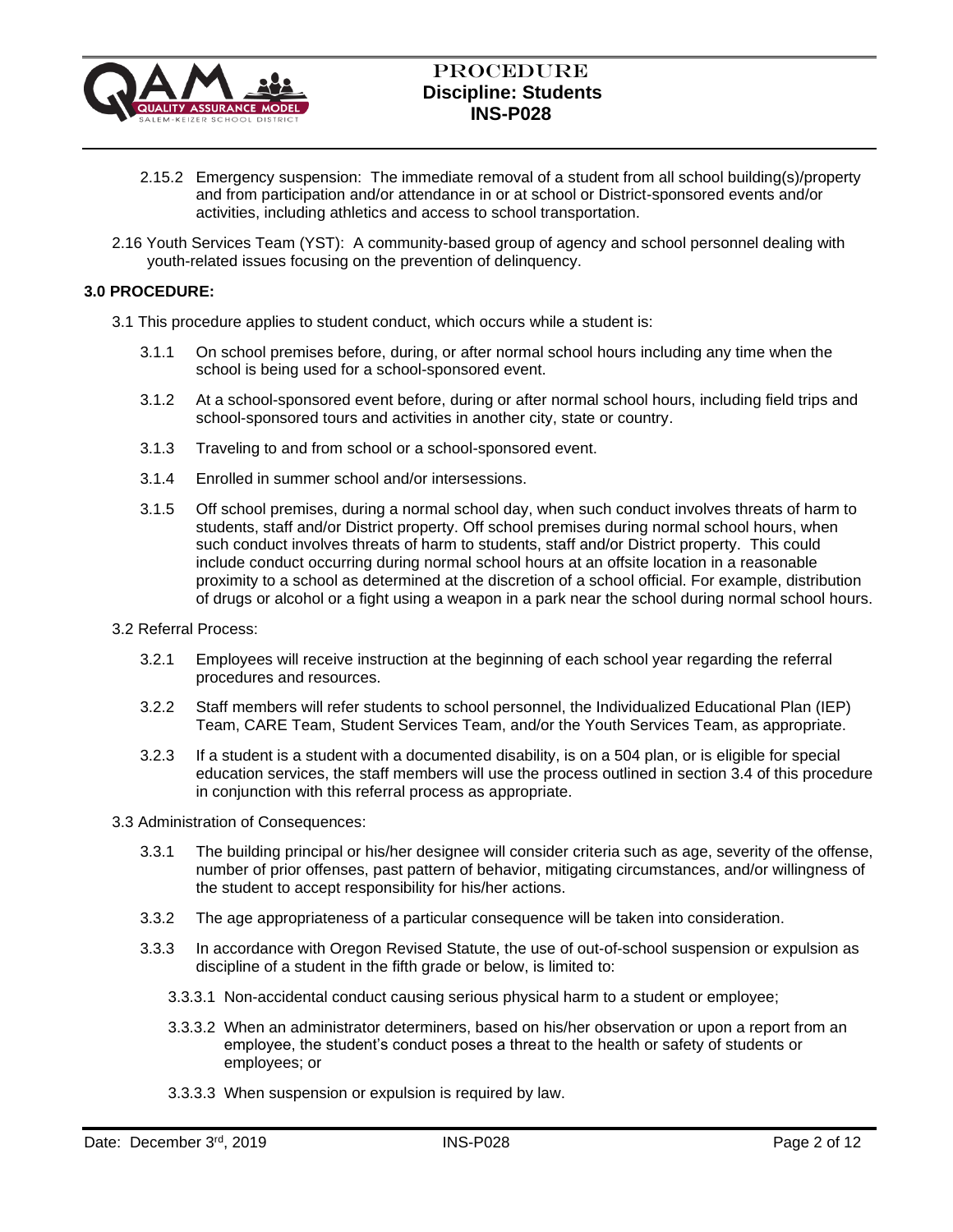2.15.2 Emergency suspension: The immediate removal of a student from all school building(s)/property and from participation and/or attendance in or at school or District-sponsored events and/or activities, including athletics and access to school transportation.

2.16 Youth Services Team (YST): A community-based group of agency and school personnel dealing with youth-related issues focusing on the prevention of delinquency.

**3.0 PROCEDURE:**

3.1 This procedure applies to student conduct, which occurs while a student is:

3.1.1 On school premises before, during, or after normal school hours including any time when the school is being used for a school-sponsored event.

3.1.2 At a school-sponsored event before, during or after normal school hours, including field trips and school-sponsored tours and activities in another city, state or country.

3.1.3 Traveling to and from school or a school-sponsored event.

3.1.4 Enrolled in summer school and/or intersessions.

3.1.5 Off school premises, during a normal school day, when such conduct involves threats of harm to students, staff and/or District property. Off school premises during normal school hours, when such conduct involves threats of harm to students, staff and/or District property. This could include conduct occurring during normal school hours at an offsite location in a reasonable proximity to a school as determined at the discretion of a school official. For example, distribution of drugs or alcohol or a fight using a weapon in a park near the school during normal school hours.

3.2 Referral Process:

3.2.1 Employees will receive instruction at the beginning of each school year regarding the referral procedures and resources.

3.2.2 Staff members will refer students to school personnel, the Individualized Educational Plan (IEP) Team, CARE Team, Student Services Team, and/or the Youth Services Team, as appropriate.

3.2.3 If a student is a student with a documented disability, is on a 504 plan, or is eligible for special education services, the staff members will use the process outlined in section 3.4 of this procedure in conjunction with this referral process as appropriate.

3.3 Administration of Consequences:

3.3.1 The building principal or his/her designee will consider criteria such as age, severity of the offense, number of prior offenses, past pattern of behavior, mitigating circumstances, and/or willingness of the student to accept responsibility for his/her actions.

3.3.2 The age appropriateness of a particular consequence will be taken into consideration.

3.3.3 In accordance with Oregon Revised Statute, the use of out-of-school suspension or expulsion as discipline of a student in the fifth grade or below, is limited to:

3.3.3.1 Non-accidental conduct causing serious physical harm to a student or employee;

3.3.3.2 When an administrator determiners, based on his/her observation or upon a report from an employee, the student's conduct poses a threat to the health or safety of students or employees; or

3.3.3.3 When suspension or expulsion is required by law.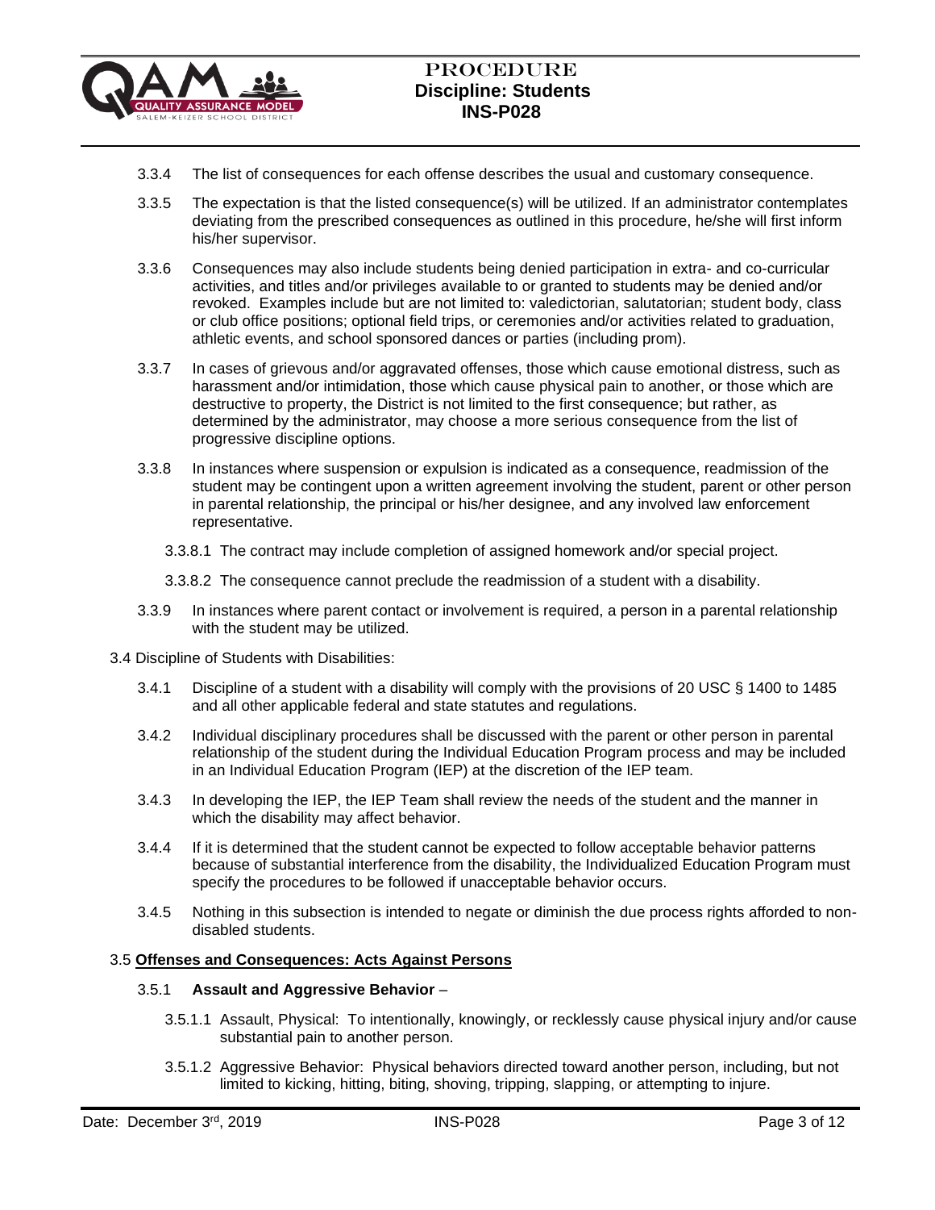3.3.4 The list of consequences for each offense describes the usual and customary consequence.

3.3.5 The expectation is that the listed consequence(s) will be utilized. If an administrator contemplates deviating from the prescribed consequences as outlined in this procedure, he/she will first inform his/her supervisor.

3.3.6 Consequences may also include students being denied participation in extra- and co-curricular activities, and titles and/or privileges available to or granted to students may be denied and/or revoked. Examples include but are not limited to: valedictorian, salutatorian; student body, class or club office positions; optional field trips, or ceremonies and/or activities related to graduation, athletic events, and school sponsored dances or parties (including prom).

3.3.7 In cases of grievous and/or aggravated offenses, those which cause emotional distress, such as harassment and/or intimidation, those which cause physical pain to another, or those which are destructive to property, the District is not limited to the first consequence; but rather, as determined by the administrator, may choose a more serious consequence from the list of progressive discipline options.

3.3.8 In instances where suspension or expulsion is indicated as a consequence, readmission of the student may be contingent upon a written agreement involving the student, parent or other person in parental relationship, the principal or his/her designee, and any involved law enforcement representative.

3.3.8.1 The contract may include completion of assigned homework and/or special project.

3.3.8.2 The consequence cannot preclude the readmission of a student with a disability.

3.3.9 In instances where parent contact or involvement is required, a person in a parental relationship with the student may be utilized.

3.4 Discipline of Students with Disabilities:

3.4.1 Discipline of a student with a disability will comply with the provisions of 20 USC § 1400 to 1485 and all other applicable federal and state statutes and regulations.

3.4.2 Individual disciplinary procedures shall be discussed with the parent or other person in parental relationship of the student during the Individual Education Program process and may be included in an Individual Education Program (IEP) at the discretion of the IEP team.

3.4.3 In developing the IEP, the IEP Team shall review the needs of the student and the manner in which the disability may affect behavior.

3.4.4 If it is determined that the student cannot be expected to follow acceptable behavior patterns because of substantial interference from the disability, the Individualized Education Program must specify the procedures to be followed if unacceptable behavior occurs.

3.4.5 Nothing in this subsection is intended to negate or diminish the due process rights afforded to non-disabled students.

3.5 **Offenses and Consequences: Acts Against Persons**

3.5.1 **Assault and Aggressive Behavior** –

3.5.1.1 Assault, Physical: To intentionally, knowingly, or recklessly cause physical injury and/or cause substantial pain to another person.

3.5.1.2 Aggressive Behavior: Physical behaviors directed toward another person, including, but not limited to kicking, hitting, biting, shoving, tripping, slapping, or attempting to injure.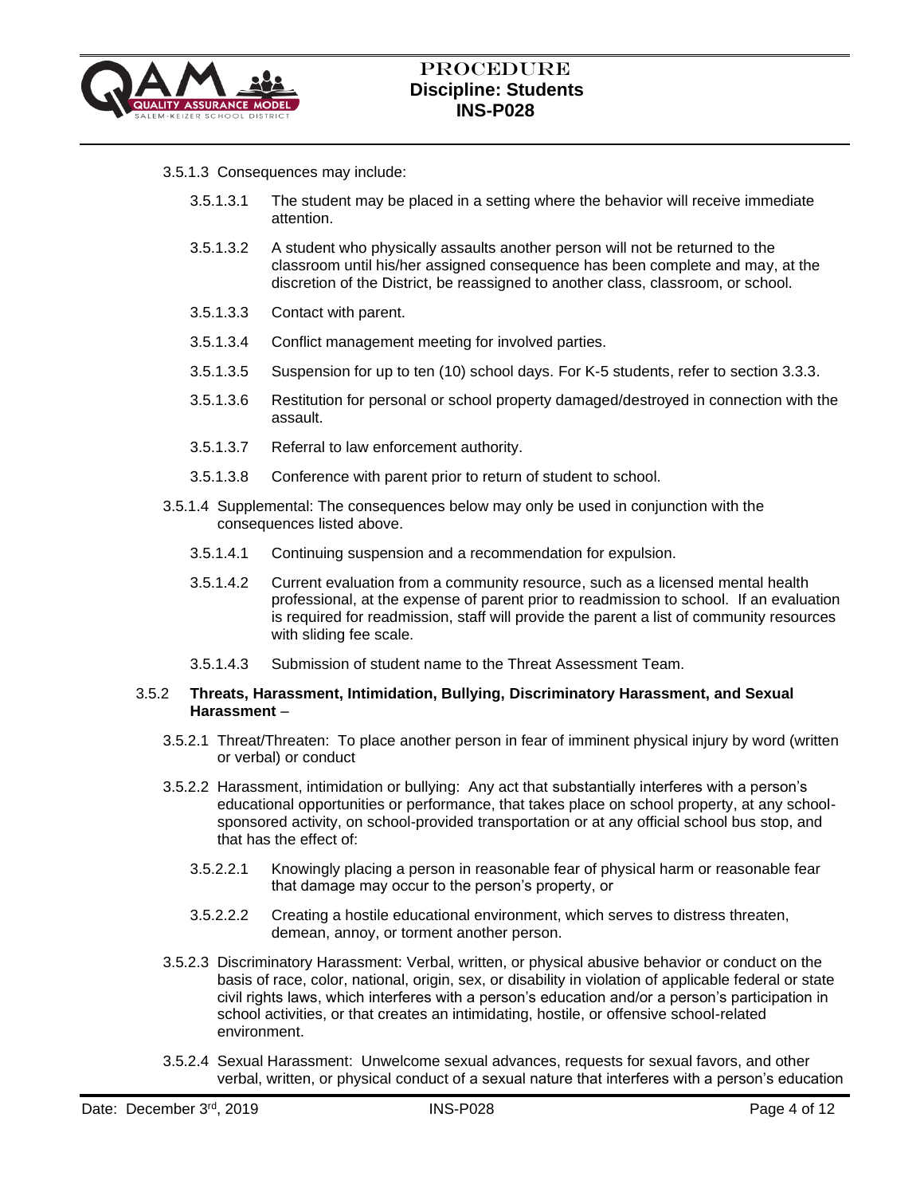3.5.1.3 Consequences may include:

3.5.1.3.1 The student may be placed in a setting where the behavior will receive immediate attention.

3.5.1.3.2 A student who physically assaults another person will not be returned to the classroom until his/her assigned consequence has been complete and may, at the discretion of the District, be reassigned to another class, classroom, or school.

3.5.1.3.3 Contact with parent.

3.5.1.3.4 Conflict management meeting for involved parties.

3.5.1.3.5 Suspension for up to ten (10) school days. For K-5 students, refer to section 3.3.3.

3.5.1.3.6 Restitution for personal or school property damaged/destroyed in connection with the assault.

3.5.1.3.7 Referral to law enforcement authority.

3.5.1.3.8 Conference with parent prior to return of student to school.

3.5.1.4 Supplemental: The consequences below may only be used in conjunction with the consequences listed above.

3.5.1.4.1 Continuing suspension and a recommendation for expulsion.

3.5.1.4.2 Current evaluation from a community resource, such as a licensed mental health professional, at the expense of parent prior to readmission to school. If an evaluation is required for readmission, staff will provide the parent a list of community resources with sliding fee scale.

3.5.1.4.3 Submission of student name to the Threat Assessment Team.

3.5.2 **Threats, Harassment, Intimidation, Bullying, Discriminatory Harassment, and Sexual Harassment** –

3.5.2.1 Threat/Threaten: To place another person in fear of imminent physical injury by word (written or verbal) or conduct

3.5.2.2 Harassment, intimidation or bullying: Any act that substantially interferes with a person's educational opportunities or performance, that takes place on school property, at any school-sponsored activity, on school-provided transportation or at any official school bus stop, and that has the effect of:

3.5.2.2.1 Knowingly placing a person in reasonable fear of physical harm or reasonable fear that damage may occur to the person's property, or

3.5.2.2.2 Creating a hostile educational environment, which serves to distress threaten, demean, annoy, or torment another person.

3.5.2.3 Discriminatory Harassment: Verbal, written, or physical abusive behavior or conduct on the basis of race, color, national, origin, sex, or disability in violation of applicable federal or state civil rights laws, which interferes with a person's education and/or a person's participation in school activities, or that creates an intimidating, hostile, or offensive school-related environment.

3.5.2.4 Sexual Harassment: Unwelcome sexual advances, requests for sexual favors, and other verbal, written, or physical conduct of a sexual nature that interferes with a person's education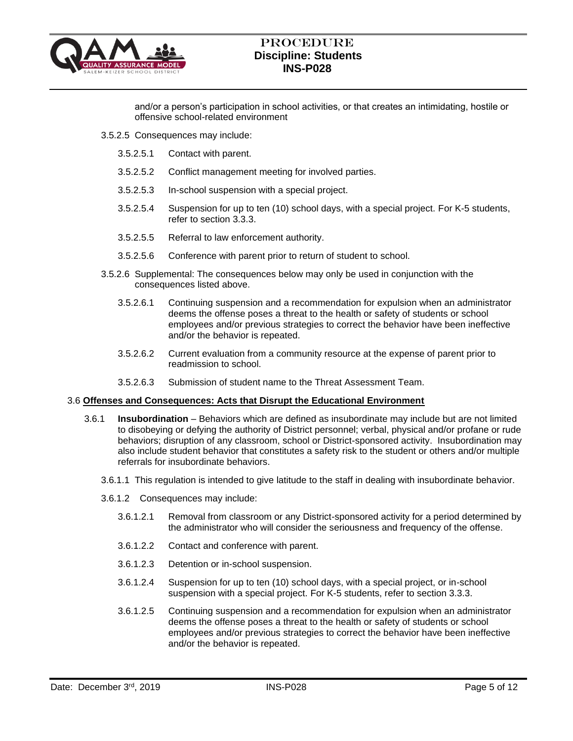and/or a person's participation in school activities, or that creates an intimidating, hostile or offensive school-related environment

3.5.2.5 Consequences may include:

3.5.2.5.1 Contact with parent.

3.5.2.5.2 Conflict management meeting for involved parties.

3.5.2.5.3 In-school suspension with a special project.

3.5.2.5.4 Suspension for up to ten (10) school days, with a special project. For K-5 students, refer to section 3.3.3.

3.5.2.5.5 Referral to law enforcement authority.

3.5.2.5.6 Conference with parent prior to return of student to school.

3.5.2.6 Supplemental: The consequences below may only be used in conjunction with the consequences listed above.

3.5.2.6.1 Continuing suspension and a recommendation for expulsion when an administrator deems the offense poses a threat to the health or safety of students or school employees and/or previous strategies to correct the behavior have been ineffective and/or the behavior is repeated.

3.5.2.6.2 Current evaluation from a community resource at the expense of parent prior to readmission to school.

3.5.2.6.3 Submission of student name to the Threat Assessment Team.

## 3.6 <u>Offenses and Consequences: Acts that Disrupt the Educational Environment</u>

3.6.1 **Insubordination** – Behaviors which are defined as insubordinate may include but are not limited to disobeying or defying the authority of District personnel; verbal, physical and/or profane or rude behaviors; disruption of any classroom, school or District-sponsored activity. Insubordination may also include student behavior that constitutes a safety risk to the student or others and/or multiple referrals for insubordinate behaviors.

3.6.1.1 This regulation is intended to give latitude to the staff in dealing with insubordinate behavior.

3.6.1.2 Consequences may include:

3.6.1.2.1 Removal from classroom or any District-sponsored activity for a period determined by the administrator who will consider the seriousness and frequency of the offense.

3.6.1.2.2 Contact and conference with parent.

3.6.1.2.3 Detention or in-school suspension.

3.6.1.2.4 Suspension for up to ten (10) school days, with a special project, or in-school suspension with a special project. For K-5 students, refer to section 3.3.3.

3.6.1.2.5 Continuing suspension and a recommendation for expulsion when an administrator deems the offense poses a threat to the health or safety of students or school employees and/or previous strategies to correct the behavior have been ineffective and/or the behavior is repeated.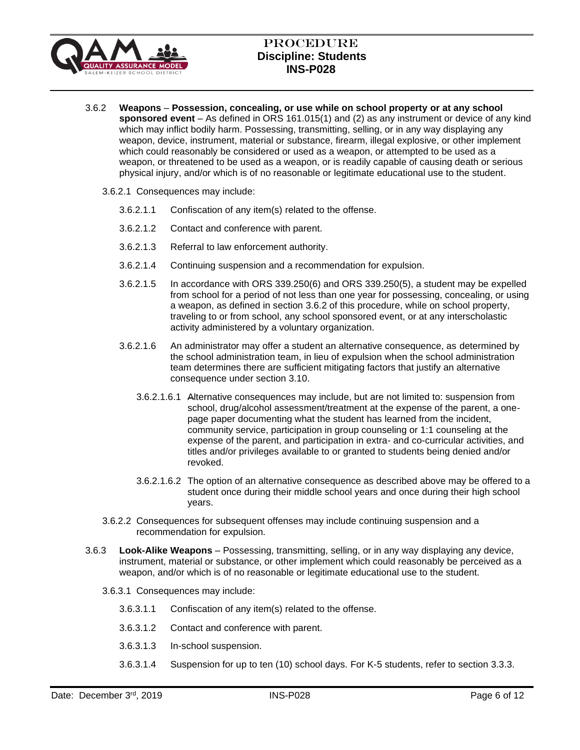3.6.2 **Weapons** – **Possession, concealing, or use while on school property or at any school sponsored event** – As defined in ORS 161.015(1) and (2) as any instrument or device of any kind which may inflict bodily harm. Possessing, transmitting, selling, or in any way displaying any weapon, device, instrument, material or substance, firearm, illegal explosive, or other implement which could reasonably be considered or used as a weapon, or attempted to be used as a weapon, or threatened to be used as a weapon, or is readily capable of causing death or serious physical injury, and/or which is of no reasonable or legitimate educational use to the student.

3.6.2.1 Consequences may include:

3.6.2.1.1 Confiscation of any item(s) related to the offense.

3.6.2.1.2 Contact and conference with parent.

3.6.2.1.3 Referral to law enforcement authority.

3.6.2.1.4 Continuing suspension and a recommendation for expulsion.

3.6.2.1.5 In accordance with ORS 339.250(6) and ORS 339.250(5), a student may be expelled from school for a period of not less than one year for possessing, concealing, or using a weapon, as defined in section 3.6.2 of this procedure, while on school property, traveling to or from school, any school sponsored event, or at any interscholastic activity administered by a voluntary organization.

3.6.2.1.6 An administrator may offer a student an alternative consequence, as determined by the school administration team, in lieu of expulsion when the school administration team determines there are sufficient mitigating factors that justify an alternative consequence under section 3.10.

3.6.2.1.6.1 Alternative consequences may include, but are not limited to: suspension from school, drug/alcohol assessment/treatment at the expense of the parent, a one-page paper documenting what the student has learned from the incident, community service, participation in group counseling or 1:1 counseling at the expense of the parent, and participation in extra- and co-curricular activities, and titles and/or privileges available to or granted to students being denied and/or revoked.

3.6.2.1.6.2 The option of an alternative consequence as described above may be offered to a student once during their middle school years and once during their high school years.

3.6.2.2 Consequences for subsequent offenses may include continuing suspension and a recommendation for expulsion.

3.6.3 **Look-Alike Weapons** – Possessing, transmitting, selling, or in any way displaying any device, instrument, material or substance, or other implement which could reasonably be perceived as a weapon, and/or which is of no reasonable or legitimate educational use to the student.

3.6.3.1 Consequences may include:

3.6.3.1.1 Confiscation of any item(s) related to the offense.

3.6.3.1.2 Contact and conference with parent.

3.6.3.1.3 In-school suspension.

3.6.3.1.4 Suspension for up to ten (10) school days. For K-5 students, refer to section 3.3.3.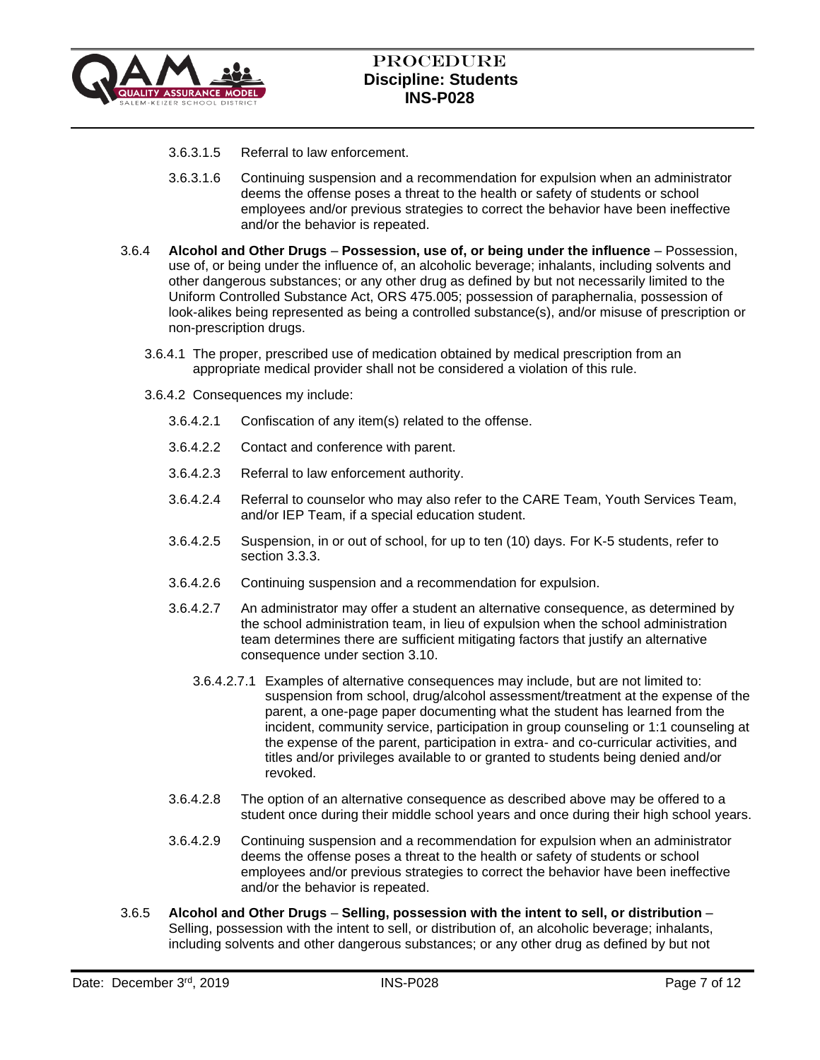3.6.3.1.5 Referral to law enforcement.

3.6.3.1.6 Continuing suspension and a recommendation for expulsion when an administrator deems the offense poses a threat to the health or safety of students or school employees and/or previous strategies to correct the behavior have been ineffective and/or the behavior is repeated.

3.6.4 **Alcohol and Other Drugs** – **Possession, use of, or being under the influence** – Possession, use of, or being under the influence of, an alcoholic beverage; inhalants, including solvents and other dangerous substances; or any other drug as defined by but not necessarily limited to the Uniform Controlled Substance Act, ORS 475.005; possession of paraphernalia, possession of look-alikes being represented as being a controlled substance(s), and/or misuse of prescription or non-prescription drugs.

3.6.4.1 The proper, prescribed use of medication obtained by medical prescription from an appropriate medical provider shall not be considered a violation of this rule.

3.6.4.2 Consequences my include:

3.6.4.2.1 Confiscation of any item(s) related to the offense.

3.6.4.2.2 Contact and conference with parent.

3.6.4.2.3 Referral to law enforcement authority.

3.6.4.2.4 Referral to counselor who may also refer to the CARE Team, Youth Services Team, and/or IEP Team, if a special education student.

3.6.4.2.5 Suspension, in or out of school, for up to ten (10) days. For K-5 students, refer to section 3.3.3.

3.6.4.2.6 Continuing suspension and a recommendation for expulsion.

3.6.4.2.7 An administrator may offer a student an alternative consequence, as determined by the school administration team, in lieu of expulsion when the school administration team determines there are sufficient mitigating factors that justify an alternative consequence under section 3.10.

3.6.4.2.7.1 Examples of alternative consequences may include, but are not limited to: suspension from school, drug/alcohol assessment/treatment at the expense of the parent, a one-page paper documenting what the student has learned from the incident, community service, participation in group counseling or 1:1 counseling at the expense of the parent, participation in extra- and co-curricular activities, and titles and/or privileges available to or granted to students being denied and/or revoked.

3.6.4.2.8 The option of an alternative consequence as described above may be offered to a student once during their middle school years and once during their high school years.

3.6.4.2.9 Continuing suspension and a recommendation for expulsion when an administrator deems the offense poses a threat to the health or safety of students or school employees and/or previous strategies to correct the behavior have been ineffective and/or the behavior is repeated.

3.6.5 **Alcohol and Other Drugs** – **Selling, possession with the intent to sell, or distribution** – Selling, possession with the intent to sell, or distribution of, an alcoholic beverage; inhalants, including solvents and other dangerous substances; or any other drug as defined by but not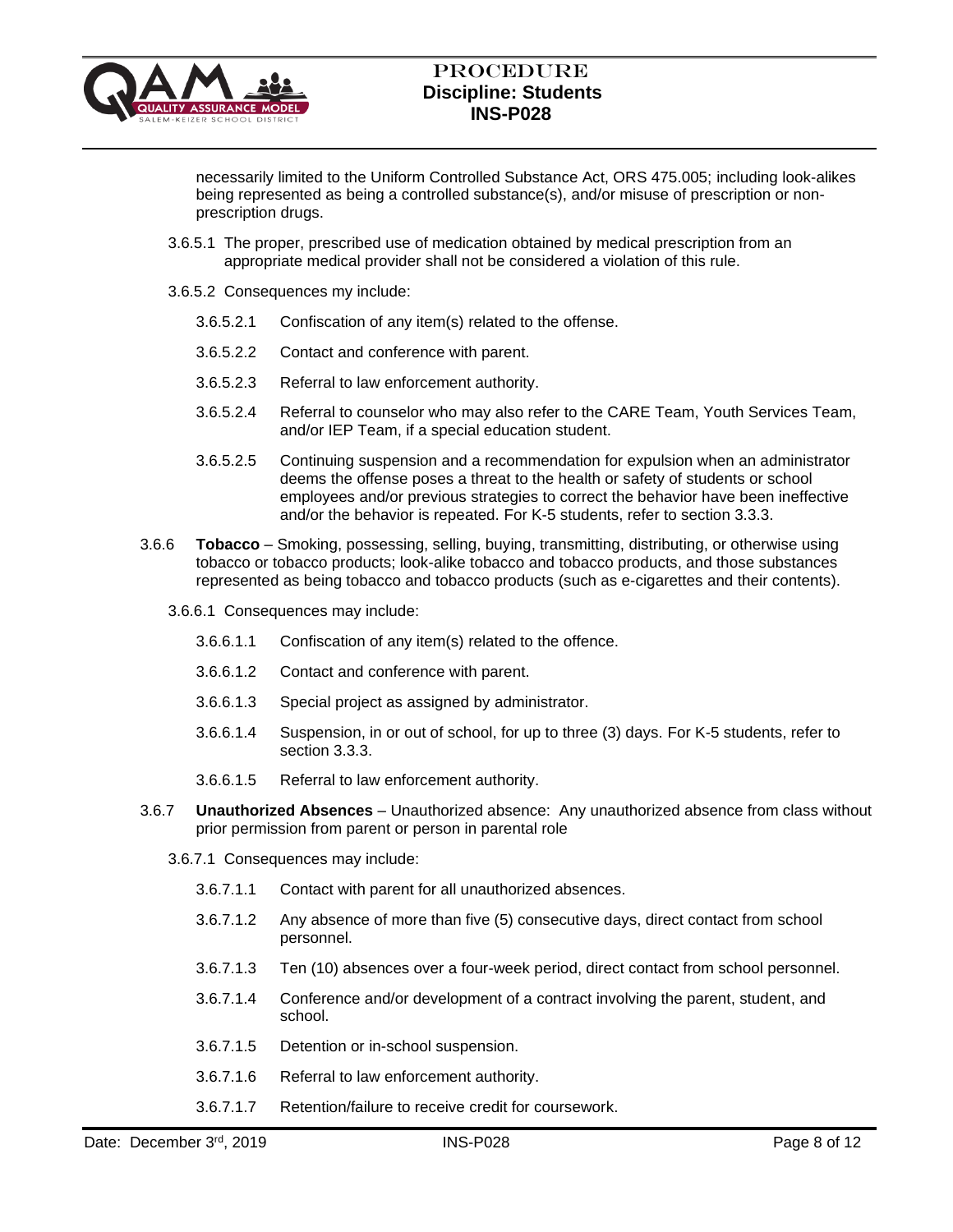necessarily limited to the Uniform Controlled Substance Act, ORS 475.005; including look-alikes being represented as being a controlled substance(s), and/or misuse of prescription or non-prescription drugs.

3.6.5.1 The proper, prescribed use of medication obtained by medical prescription from an appropriate medical provider shall not be considered a violation of this rule.

3.6.5.2 Consequences my include:

3.6.5.2.1 Confiscation of any item(s) related to the offense.

3.6.5.2.2 Contact and conference with parent.

3.6.5.2.3 Referral to law enforcement authority.

3.6.5.2.4 Referral to counselor who may also refer to the CARE Team, Youth Services Team, and/or IEP Team, if a special education student.

3.6.5.2.5 Continuing suspension and a recommendation for expulsion when an administrator deems the offense poses a threat to the health or safety of students or school employees and/or previous strategies to correct the behavior have been ineffective and/or the behavior is repeated. For K-5 students, refer to section 3.3.3.

3.6.6 **Tobacco** – Smoking, possessing, selling, buying, transmitting, distributing, or otherwise using tobacco or tobacco products; look-alike tobacco and tobacco products, and those substances represented as being tobacco and tobacco products (such as e-cigarettes and their contents).

3.6.6.1 Consequences may include:

3.6.6.1.1 Confiscation of any item(s) related to the offence.

3.6.6.1.2 Contact and conference with parent.

3.6.6.1.3 Special project as assigned by administrator.

3.6.6.1.4 Suspension, in or out of school, for up to three (3) days. For K-5 students, refer to section 3.3.3.

3.6.6.1.5 Referral to law enforcement authority.

3.6.7 **Unauthorized Absences** – Unauthorized absence: Any unauthorized absence from class without prior permission from parent or person in parental role

3.6.7.1 Consequences may include:

3.6.7.1.1 Contact with parent for all unauthorized absences.

3.6.7.1.2 Any absence of more than five (5) consecutive days, direct contact from school personnel.

3.6.7.1.3 Ten (10) absences over a four-week period, direct contact from school personnel.

3.6.7.1.4 Conference and/or development of a contract involving the parent, student, and school.

3.6.7.1.5 Detention or in-school suspension.

3.6.7.1.6 Referral to law enforcement authority.

3.6.7.1.7 Retention/failure to receive credit for coursework.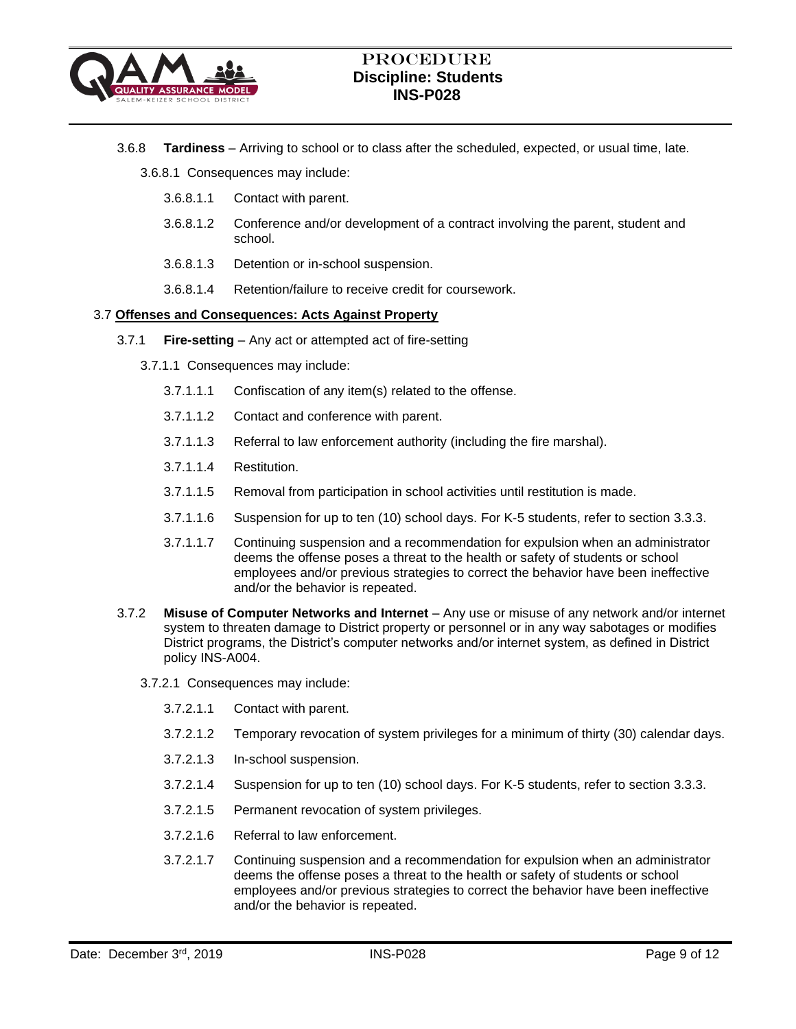3.6.8 **Tardiness** – Arriving to school or to class after the scheduled, expected, or usual time, late.

3.6.8.1 Consequences may include:

3.6.8.1.1 Contact with parent.

3.6.8.1.2 Conference and/or development of a contract involving the parent, student and school.

3.6.8.1.3 Detention or in-school suspension.

3.6.8.1.4 Retention/failure to receive credit for coursework.

3.7 **Offenses and Consequences: Acts Against Property**

3.7.1 **Fire-setting** – Any act or attempted act of fire-setting

3.7.1.1 Consequences may include:

3.7.1.1.1 Confiscation of any item(s) related to the offense.

3.7.1.1.2 Contact and conference with parent.

3.7.1.1.3 Referral to law enforcement authority (including the fire marshal).

3.7.1.1.4 Restitution.

3.7.1.1.5 Removal from participation in school activities until restitution is made.

3.7.1.1.6 Suspension for up to ten (10) school days. For K-5 students, refer to section 3.3.3.

3.7.1.1.7 Continuing suspension and a recommendation for expulsion when an administrator deems the offense poses a threat to the health or safety of students or school employees and/or previous strategies to correct the behavior have been ineffective and/or the behavior is repeated.

3.7.2 **Misuse of Computer Networks and Internet** – Any use or misuse of any network and/or internet system to threaten damage to District property or personnel or in any way sabotages or modifies District programs, the District's computer networks and/or internet system, as defined in District policy INS-A004.

3.7.2.1 Consequences may include:

3.7.2.1.1 Contact with parent.

3.7.2.1.2 Temporary revocation of system privileges for a minimum of thirty (30) calendar days.

3.7.2.1.3 In-school suspension.

3.7.2.1.4 Suspension for up to ten (10) school days. For K-5 students, refer to section 3.3.3.

3.7.2.1.5 Permanent revocation of system privileges.

3.7.2.1.6 Referral to law enforcement.

3.7.2.1.7 Continuing suspension and a recommendation for expulsion when an administrator deems the offense poses a threat to the health or safety of students or school employees and/or previous strategies to correct the behavior have been ineffective and/or the behavior is repeated.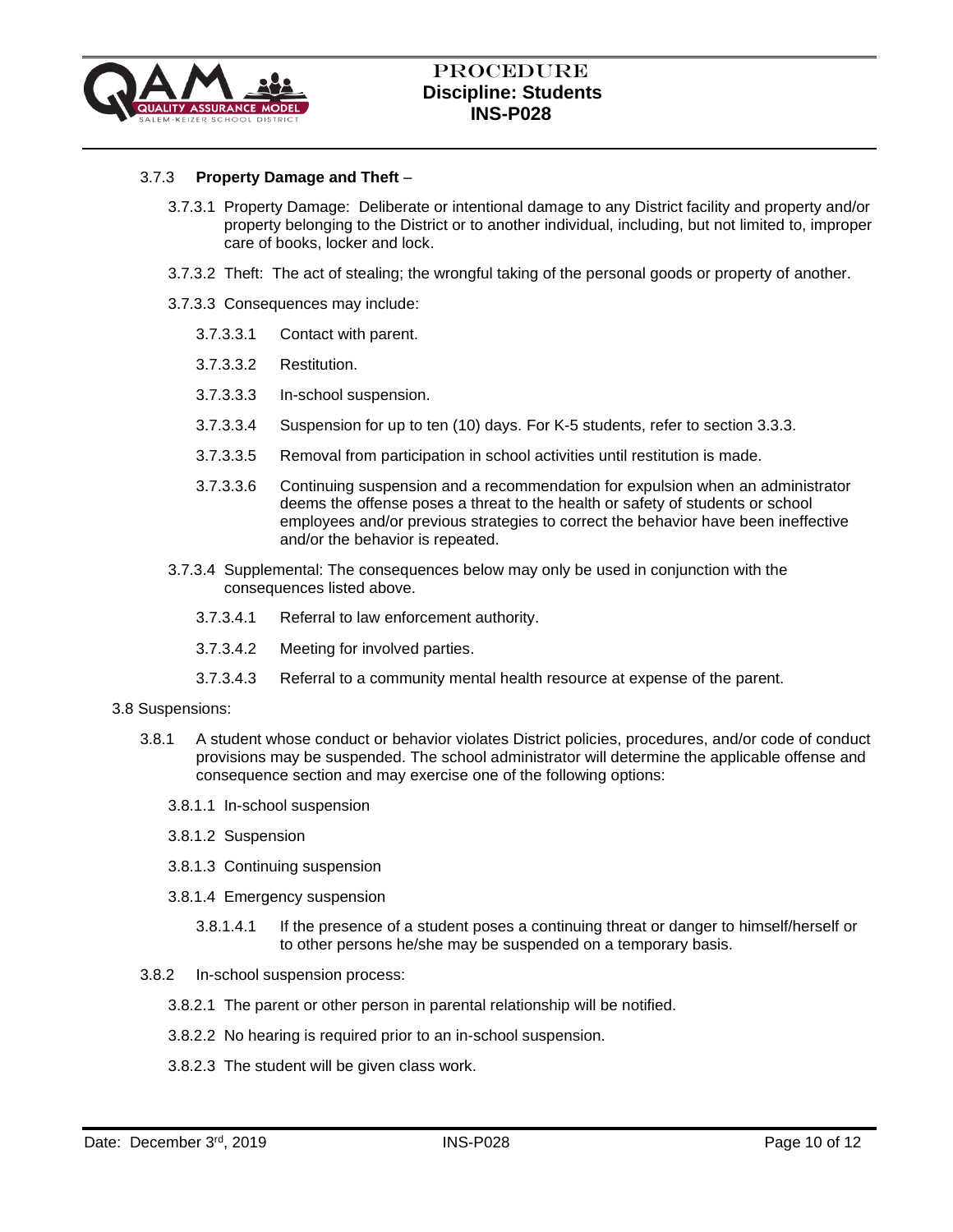3.7.3 **Property Damage and Theft** –

3.7.3.1 Property Damage: Deliberate or intentional damage to any District facility and property and/or property belonging to the District or to another individual, including, but not limited to, improper care of books, locker and lock.

3.7.3.2 Theft: The act of stealing; the wrongful taking of the personal goods or property of another.

3.7.3.3 Consequences may include:

3.7.3.3.1 Contact with parent.

3.7.3.3.2 Restitution.

3.7.3.3.3 In-school suspension.

3.7.3.3.4 Suspension for up to ten (10) days. For K-5 students, refer to section 3.3.3.

3.7.3.3.5 Removal from participation in school activities until restitution is made.

3.7.3.3.6 Continuing suspension and a recommendation for expulsion when an administrator deems the offense poses a threat to the health or safety of students or school employees and/or previous strategies to correct the behavior have been ineffective and/or the behavior is repeated.

3.7.3.4 Supplemental: The consequences below may only be used in conjunction with the consequences listed above.

3.7.3.4.1 Referral to law enforcement authority.

3.7.3.4.2 Meeting for involved parties.

3.7.3.4.3 Referral to a community mental health resource at expense of the parent.

3.8 Suspensions:

3.8.1 A student whose conduct or behavior violates District policies, procedures, and/or code of conduct provisions may be suspended. The school administrator will determine the applicable offense and consequence section and may exercise one of the following options:

3.8.1.1 In-school suspension

3.8.1.2 Suspension

3.8.1.3 Continuing suspension

3.8.1.4 Emergency suspension

3.8.1.4.1 If the presence of a student poses a continuing threat or danger to himself/herself or to other persons he/she may be suspended on a temporary basis.

3.8.2 In-school suspension process:

3.8.2.1 The parent or other person in parental relationship will be notified.

3.8.2.2 No hearing is required prior to an in-school suspension.

3.8.2.3 The student will be given class work.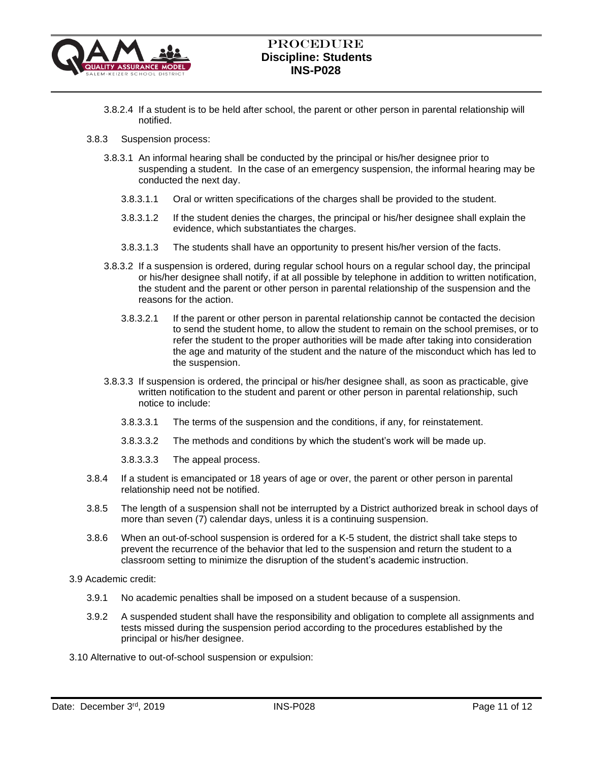3.8.2.4 If a student is to be held after school, the parent or other person in parental relationship will notified.

3.8.3 Suspension process:

3.8.3.1 An informal hearing shall be conducted by the principal or his/her designee prior to suspending a student. In the case of an emergency suspension, the informal hearing may be conducted the next day.

3.8.3.1.1 Oral or written specifications of the charges shall be provided to the student.

3.8.3.1.2 If the student denies the charges, the principal or his/her designee shall explain the evidence, which substantiates the charges.

3.8.3.1.3 The students shall have an opportunity to present his/her version of the facts.

3.8.3.2 If a suspension is ordered, during regular school hours on a regular school day, the principal or his/her designee shall notify, if at all possible by telephone in addition to written notification, the student and the parent or other person in parental relationship of the suspension and the reasons for the action.

3.8.3.2.1 If the parent or other person in parental relationship cannot be contacted the decision to send the student home, to allow the student to remain on the school premises, or to refer the student to the proper authorities will be made after taking into consideration the age and maturity of the student and the nature of the misconduct which has led to the suspension.

3.8.3.3 If suspension is ordered, the principal or his/her designee shall, as soon as practicable, give written notification to the student and parent or other person in parental relationship, such notice to include:

3.8.3.3.1 The terms of the suspension and the conditions, if any, for reinstatement.

3.8.3.3.2 The methods and conditions by which the student's work will be made up.

3.8.3.3.3 The appeal process.

3.8.4 If a student is emancipated or 18 years of age or over, the parent or other person in parental relationship need not be notified.

3.8.5 The length of a suspension shall not be interrupted by a District authorized break in school days of more than seven (7) calendar days, unless it is a continuing suspension.

3.8.6 When an out-of-school suspension is ordered for a K-5 student, the district shall take steps to prevent the recurrence of the behavior that led to the suspension and return the student to a classroom setting to minimize the disruption of the student's academic instruction.

3.9 Academic credit:

3.9.1 No academic penalties shall be imposed on a student because of a suspension.

3.9.2 A suspended student shall have the responsibility and obligation to complete all assignments and tests missed during the suspension period according to the procedures established by the principal or his/her designee.

3.10 Alternative to out-of-school suspension or expulsion: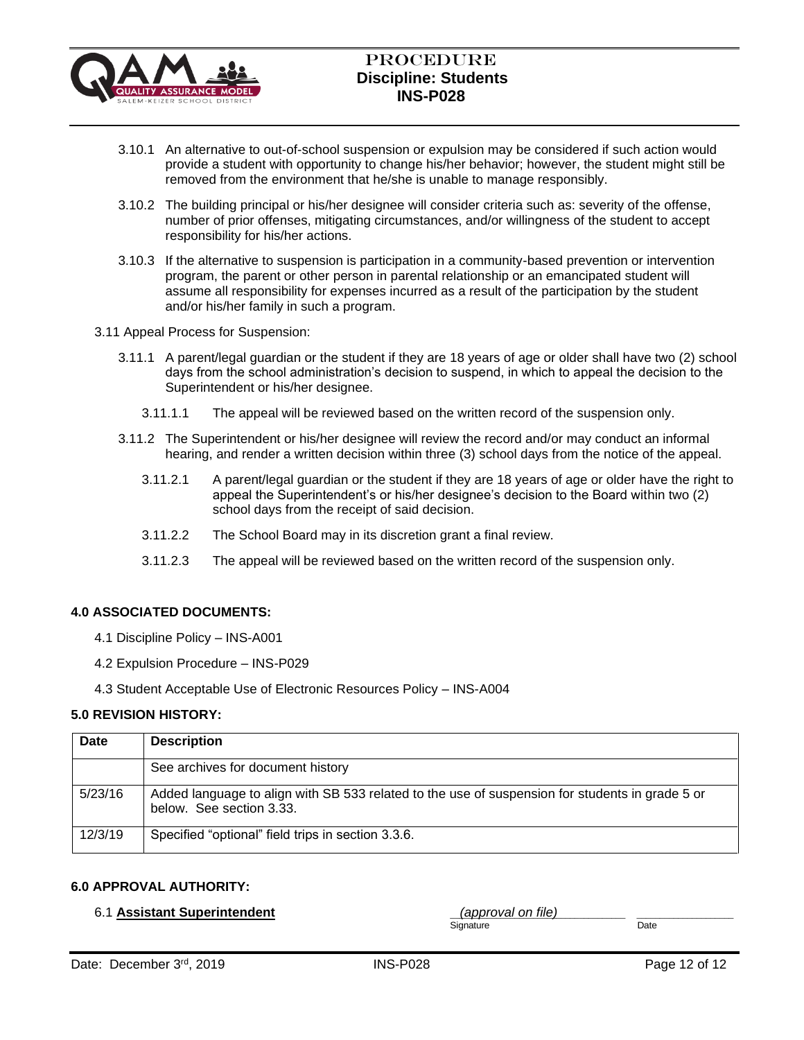3.10.1 An alternative to out-of-school suspension or expulsion may be considered if such action would provide a student with opportunity to change his/her behavior; however, the student might still be removed from the environment that he/she is unable to manage responsibly.

3.10.2 The building principal or his/her designee will consider criteria such as: severity of the offense, number of prior offenses, mitigating circumstances, and/or willingness of the student to accept responsibility for his/her actions.

3.10.3 If the alternative to suspension is participation in a community-based prevention or intervention program, the parent or other person in parental relationship or an emancipated student will assume all responsibility for expenses incurred as a result of the participation by the student and/or his/her family in such a program.

3.11 Appeal Process for Suspension:

3.11.1 A parent/legal guardian or the student if they are 18 years of age or older shall have two (2) school days from the school administration's decision to suspend, in which to appeal the decision to the Superintendent or his/her designee.

3.11.1.1 The appeal will be reviewed based on the written record of the suspension only.

3.11.2 The Superintendent or his/her designee will review the record and/or may conduct an informal hearing, and render a written decision within three (3) school days from the notice of the appeal.

3.11.2.1 A parent/legal guardian or the student if they are 18 years of age or older have the right to appeal the Superintendent's or his/her designee's decision to the Board within two (2) school days from the receipt of said decision.

3.11.2.2 The School Board may in its discretion grant a final review.

3.11.2.3 The appeal will be reviewed based on the written record of the suspension only.

**4.0 ASSOCIATED DOCUMENTS:**

4.1 Discipline Policy – INS-A001

4.2 Expulsion Procedure – INS-P029

4.3 Student Acceptable Use of Electronic Resources Policy – INS-A004

**5.0 REVISION HISTORY:**

| Date | Description |
|---|---|
| | See archives for document history |
| 5/23/16 | Added language to align with SB 533 related to the use of suspension for students in grade 5 or below. See section 3.33. |
| 12/3/19 | Specified "optional" field trips in section 3.3.6. |

**6.0 APPROVAL AUTHORITY:**

6.1 **Assistant Superintendent** _(approval on file)_ Signature ______ Date